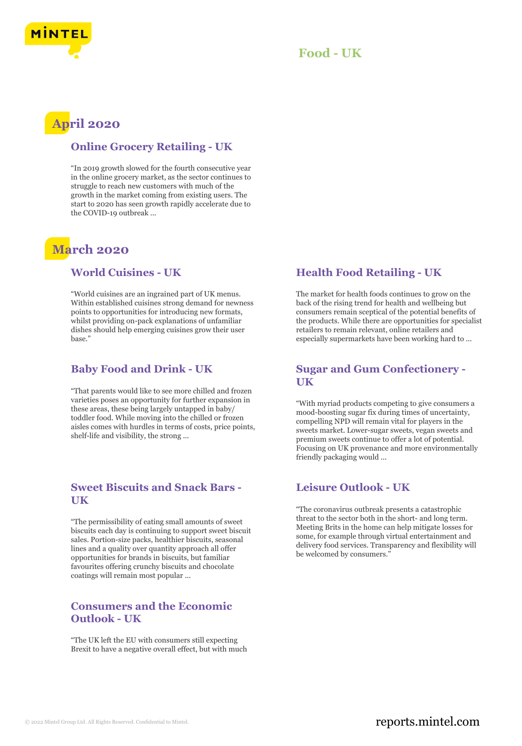# Food - UK

## April 2020

### Online Grocery Retailing - UK

"In 2019 growth slowed for the fourth consecutive year in the online grocery market, as the sector continues to struggle to reach new customers with much of the growth in the market coming from existing users. The start to 2020 has seen growth rapidly accelerate due to the COVID-19 outbreak ...

## March 2020

### World Cuisines - UK

"World cuisines are an ingrained part of UK menus. Within established cuisines strong demand for newness points to opportunities for introducing new formats, whilst providing on-pack explanations of unfamiliar dishes should help emerging cuisines grow their user base."

### Baby Food and Drink - UK

"That parents would like to see more chilled and frozen varieties poses an opportunity for further expansion in these areas, these being largely untapped in baby/ toddler food. While moving into the chilled or frozen aisles comes with hurdles in terms of costs, price points, shelf-life and visibility, the strong ...

### Sweet Biscuits and Snack Bars - UK

"The permissibility of eating small amounts of sweet biscuits each day is continuing to support sweet biscuit sales. Portion-size packs, healthier biscuits, seasonal lines and a quality over quantity approach all offer opportunities for brands in biscuits, but familiar favourites offering crunchy biscuits and chocolate coatings will remain most popular ...

### Consumers and the Economic Outlook - UK

"The UK left the EU with consumers still expecting Brexit to have a negative overall effect, but with much

### Health Food Retailing - UK

The market for health foods continues to grow on the back of the rising trend for health and wellbeing but consumers remain sceptical of the potential benefits of the products. While there are opportunities for specialist retailers to remain relevant, online retailers and especially supermarkets have been working hard to ...

### Sugar and Gum Confectionery - UK

"With myriad products competing to give consumers a mood-boosting sugar fix during times of uncertainty, compelling NPD will remain vital for players in the sweets market. Lower-sugar sweets, vegan sweets and premium sweets continue to offer a lot of potential. Focusing on UK provenance and more environmentally friendly packaging would ...

### Leisure Outlook - UK

"The coronavirus outbreak presents a catastrophic threat to the sector both in the short- and long term. Meeting Brits in the home can help mitigate losses for some, for example through virtual entertainment and delivery food services. Transparency and flexibility will be welcomed by consumers."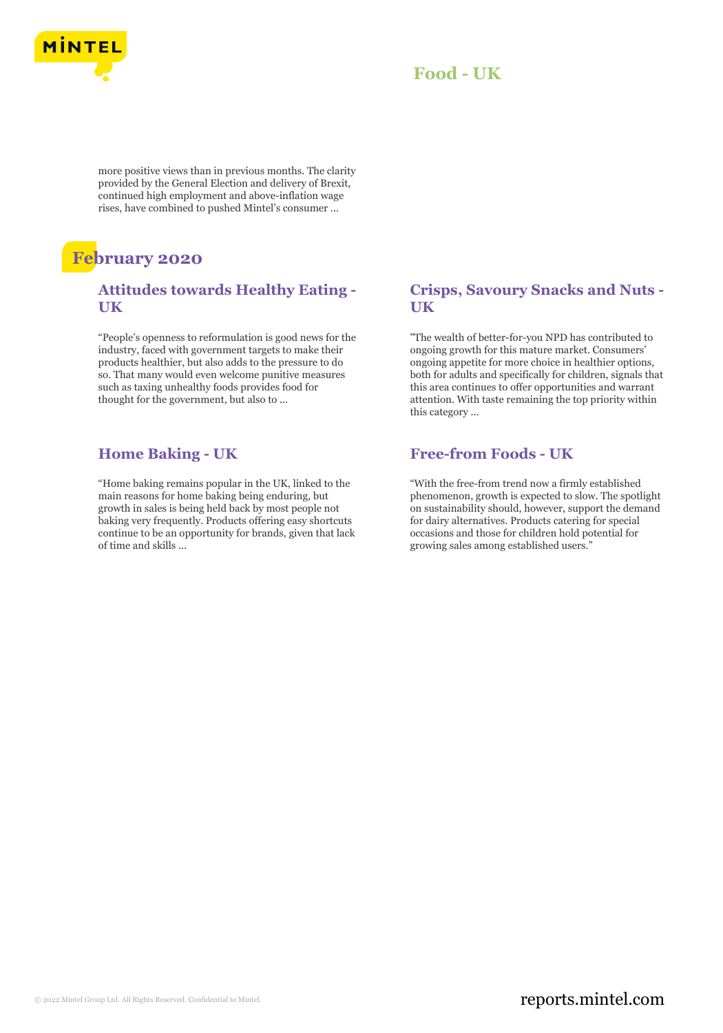more positive views than in previous months. The clarity provided by the General Election and delivery of Brexit, continued high employment and above-inflation wage rises, have combined to pushed Mintel's consumer ...

## February 2020

### Attitudes towards Healthy Eating - UK

"People's openness to reformulation is good news for the industry, faced with government targets to make their products healthier, but also adds to the pressure to do so. That many would even welcome punitive measures such as taxing unhealthy foods provides food for thought for the government, but also to ...

### Home Baking - UK

"Home baking remains popular in the UK, linked to the main reasons for home baking being enduring, but growth in sales is being held back by most people not baking very frequently. Products offering easy shortcuts continue to be an opportunity for brands, given that lack of time and skills ...

### Crisps, Savoury Snacks and Nuts - UK

"The wealth of better-for-you NPD has contributed to ongoing growth for this mature market. Consumers' ongoing appetite for more choice in healthier options, both for adults and specifically for children, signals that this area continues to offer opportunities and warrant attention. With taste remaining the top priority within this category ...

### Free-from Foods - UK

"With the free-from trend now a firmly established phenomenon, growth is expected to slow. The spotlight on sustainability should, however, support the demand for dairy alternatives. Products catering for special occasions and those for children hold potential for growing sales among established users."